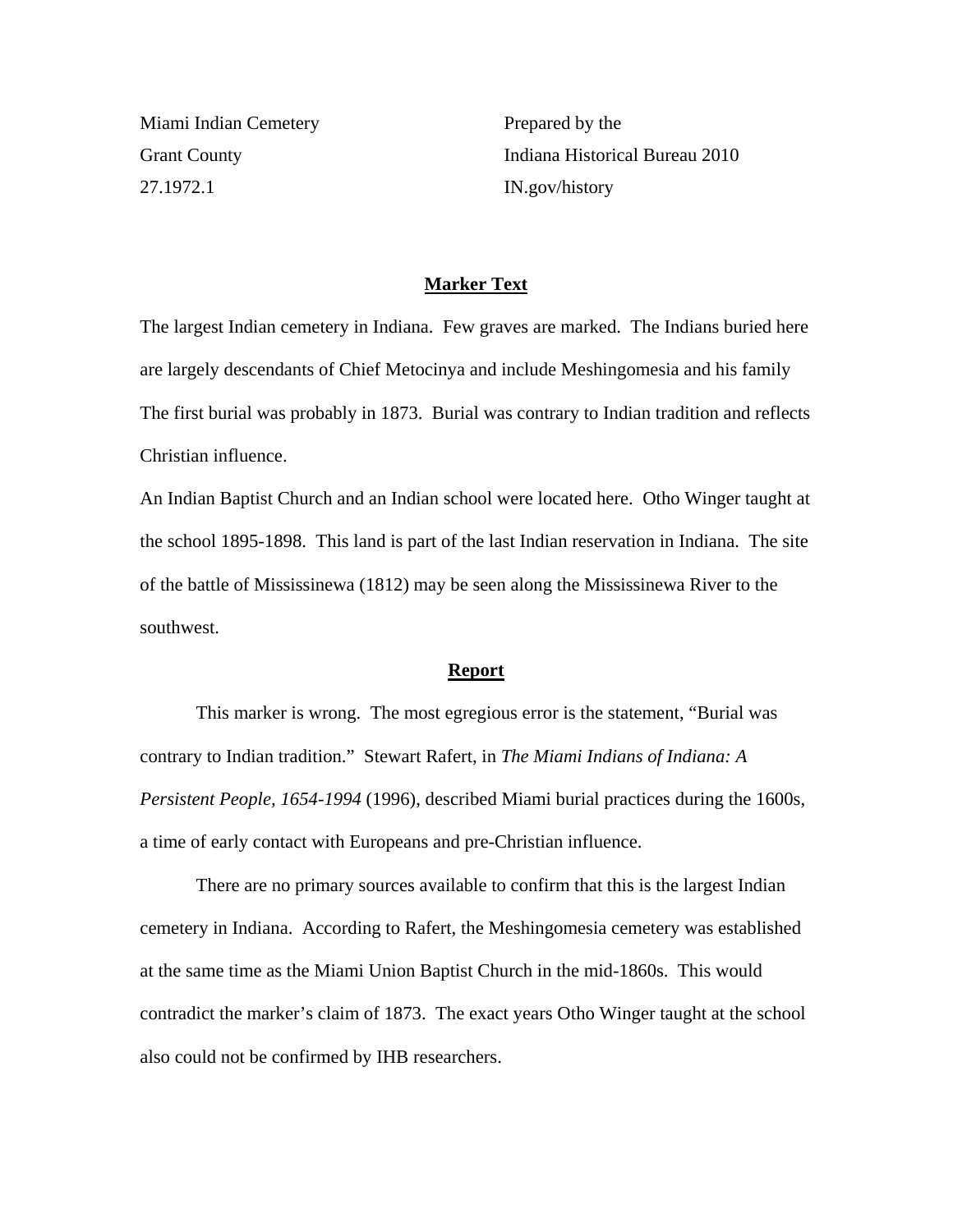Miami Indian Cemetery
Grant County
27.1972.1

Prepared by the
Indiana Historical Bureau 2010
IN.gov/history

## Marker Text

The largest Indian cemetery in Indiana. Few graves are marked. The Indians buried here are largely descendants of Chief Metocinya and include Meshingomesia and his family The first burial was probably in 1873. Burial was contrary to Indian tradition and reflects Christian influence.

An Indian Baptist Church and an Indian school were located here. Otho Winger taught at the school 1895-1898. This land is part of the last Indian reservation in Indiana. The site of the battle of Mississinewa (1812) may be seen along the Mississinewa River to the southwest.

## Report

This marker is wrong. The most egregious error is the statement, "Burial was contrary to Indian tradition." Stewart Rafert, in *The Miami Indians of Indiana: A Persistent People, 1654-1994* (1996), described Miami burial practices during the 1600s, a time of early contact with Europeans and pre-Christian influence.

There are no primary sources available to confirm that this is the largest Indian cemetery in Indiana. According to Rafert, the Meshingomesia cemetery was established at the same time as the Miami Union Baptist Church in the mid-1860s. This would contradict the marker's claim of 1873. The exact years Otho Winger taught at the school also could not be confirmed by IHB researchers.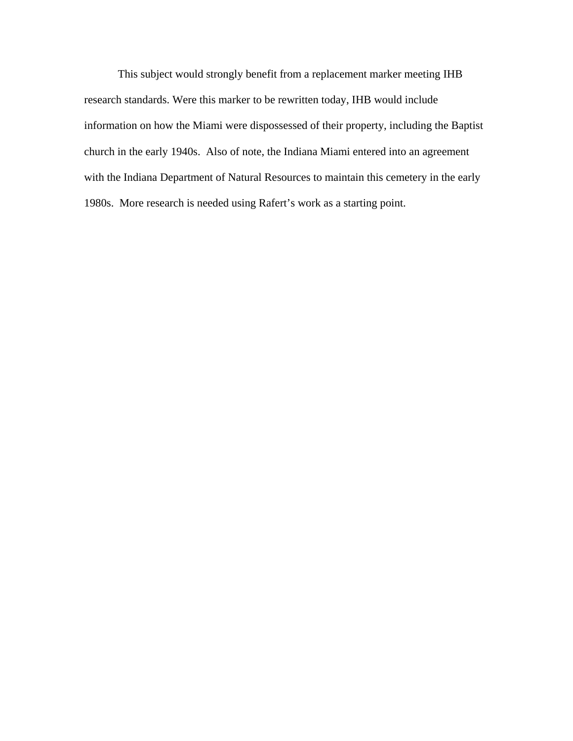This subject would strongly benefit from a replacement marker meeting IHB research standards. Were this marker to be rewritten today, IHB would include information on how the Miami were dispossessed of their property, including the Baptist church in the early 1940s. Also of note, the Indiana Miami entered into an agreement with the Indiana Department of Natural Resources to maintain this cemetery in the early 1980s. More research is needed using Rafert's work as a starting point.